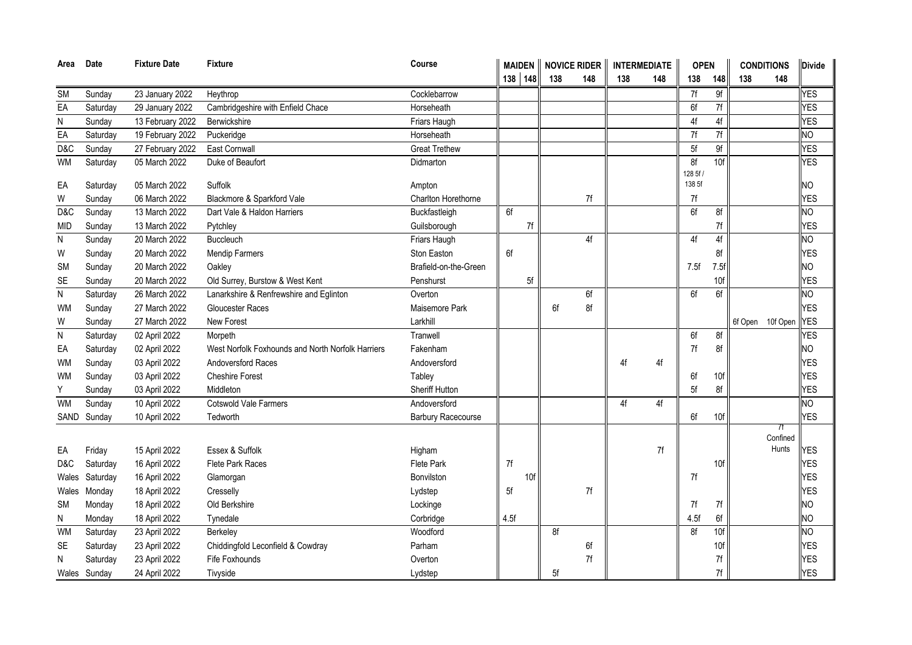| Area | Date | Fixture Date | Fixture | Course | MAIDEN | | NOVICE RIDER | | INTERMEDIATE | | OPEN | | CONDITIONS | | Divide |
|---|---|---|---|---|---|---|---|---|---|---|---|---|---|---|---|
| | | | | | 138 | 148 | 138 | 148 | 138 | 148 | 138 | 148 | 138 | 148 | |
| SM | Sunday | 23 January 2022 | Heythrop | Cocklebarrow | | | | | | | 7f | 9f | | | YES |
| EA | Saturday | 29 January 2022 | Cambridgeshire with Enfield Chace | Horseheath | | | | | | | 6f | 7f | | | YES |
| N | Sunday | 13 February 2022 | Berwickshire | Friars Haugh | | | | | | | 4f | 4f | | | YES |
| EA | Saturday | 19 February 2022 | Puckeridge | Horseheath | | | | | | | 7f | 7f | | | NO |
| D&C | Sunday | 27 February 2022 | East Cornwall | Great Trethew | | | | | | | 5f | 9f | | | YES |
| WM | Saturday | 05 March 2022 | Duke of Beaufort | Didmarton | | | | | | | 8f | 10f | | | YES |
| EA | Saturday | 05 March 2022 | Suffolk | Ampton | | | | | | | 128 5f / 138 5f | | | | NO |
| W | Sunday | 06 March 2022 | Blackmore & Sparkford Vale | Charlton Horethorne | | | | 7f | | | 7f | | | | YES |
| D&C | Sunday | 13 March 2022 | Dart Vale & Haldon Harriers | Buckfastleigh | 6f | | | | | | 6f | 8f | | | NO |
| MID | Sunday | 13 March 2022 | Pytchley | Guilsborough | | 7f | | | | | | 7f | | | YES |
| N | Sunday | 20 March 2022 | Buccleuch | Friars Haugh | | | | 4f | | | 4f | 4f | | | NO |
| W | Sunday | 20 March 2022 | Mendip Farmers | Ston Easton | 6f | | | | | | | 8f | | | YES |
| SM | Sunday | 20 March 2022 | Oakley | Brafield-on-the-Green | | | | | | | 7.5f | 7.5f | | | NO |
| SE | Sunday | 20 March 2022 | Old Surrey, Burstow & West Kent | Penshurst | | 5f | | | | | | 10f | | | YES |
| N | Saturday | 26 March 2022 | Lanarkshire & Renfrewshire and Eglinton | Overton | | | | 6f | | | 6f | 6f | | | NO |
| WM | Sunday | 27 March 2022 | Gloucester Races | Maisemore Park | | | 6f | 8f | | | | | | | YES |
| W | Sunday | 27 March 2022 | New Forest | Larkhill | | | | | | | | | 6f Open | 10f Open | YES |
| N | Saturday | 02 April 2022 | Morpeth | Tranwell | | | | | | | 6f | 8f | | | YES |
| EA | Saturday | 02 April 2022 | West Norfolk Foxhounds and North Norfolk Harriers | Fakenham | | | | | | | 7f | 8f | | | NO |
| WM | Sunday | 03 April 2022 | Andoversford Races | Andoversford | | | | | 4f | 4f | | | | | YES |
| WM | Sunday | 03 April 2022 | Cheshire Forest | Tabley | | | | | | | 6f | 10f | | | YES |
| Y | Sunday | 03 April 2022 | Middleton | Sheriff Hutton | | | | | | | 5f | 8f | | | YES |
| WM | Sunday | 10 April 2022 | Cotswold Vale Farmers | Andoversford | | | | | 4f | 4f | | | | | NO |
| SAND | Sunday | 10 April 2022 | Tedworth | Barbury Racecourse | | | | | | | 6f | 10f | | | YES |
| EA | Friday | 15 April 2022 | Essex & Suffolk | Higham | | | | | | 7f | | | | 7f Confined Hunts | YES |
| D&C | Saturday | 16 April 2022 | Flete Park Races | Flete Park | 7f | | | | | | | 10f | | | YES |
| Wales | Saturday | 16 April 2022 | Glamorgan | Bonvilston | | 10f | | | | | 7f | | | | YES |
| Wales | Monday | 18 April 2022 | Cresselly | Lydstep | 5f | | | 7f | | | | | | | YES |
| SM | Monday | 18 April 2022 | Old Berkshire | Lockinge | | | | | | | 7f | 7f | | | NO |
| N | Monday | 18 April 2022 | Tynedale | Corbridge | 4.5f | | | | | | 4.5f | 6f | | | NO |
| WM | Saturday | 23 April 2022 | Berkeley | Woodford | | | 8f | | | | 8f | 10f | | | NO |
| SE | Saturday | 23 April 2022 | Chiddingfold Leconfield & Cowdray | Parham | | | | 6f | | | | 10f | | | YES |
| N | Saturday | 23 April 2022 | Fife Foxhounds | Overton | | | | 7f | | | | 7f | | | YES |
| Wales | Sunday | 24 April 2022 | Tivyside | Lydstep | | | 5f | | | | | 7f | | | YES |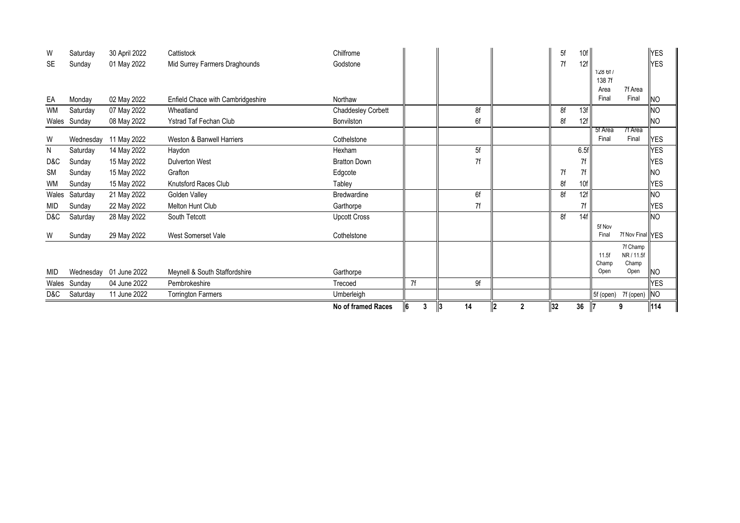| | | | | | | | | | | | | | | | |
|---|---|---|---|---|---|---|---|---|---|---|---|---|---|---|---|
| W | Saturday | 30 April 2022 | Cattistock | Chilfrome | | | | | | | 5f | 10f | | | YES |
| SE | Sunday | 01 May 2022 | Mid Surrey Farmers Draghounds | Godstone | | | | | | | 7f | 12f | | | YES |
| EA | Monday | 02 May 2022 | Enfield Chace with Cambridgeshire | Northaw | | | | | | | | | 128 6f / 138 7f Area Final | 7f Area Final | NO |
| WM | Saturday | 07 May 2022 | Wheatland | Chaddesley Corbett | | | | 8f | | | 8f | 13f | | | NO |
| Wales | Sunday | 08 May 2022 | Ystrad Taf Fechan Club | Bonvilston | | | | 6f | | | 8f | 12f | | | NO |
| W | Wednesday | 11 May 2022 | Weston & Banwell Harriers | Cothelstone | | | | | | | | | 5f Area Final | 7f Area Final | YES |
| N | Saturday | 14 May 2022 | Haydon | Hexham | | | | 5f | | | | 6.5f | | | YES |
| D&C | Sunday | 15 May 2022 | Dulverton West | Bratton Down | | | | 7f | | | | 7f | | | YES |
| SM | Sunday | 15 May 2022 | Grafton | Edgcote | | | | | | | 7f | 7f | | | NO |
| WM | Sunday | 15 May 2022 | Knutsford Races Club | Tabley | | | | | | | 8f | 10f | | | YES |
| Wales | Saturday | 21 May 2022 | Golden Valley | Bredwardine | | | | 6f | | | 8f | 12f | | | NO |
| MID | Sunday | 22 May 2022 | Melton Hunt Club | Garthorpe | | | | 7f | | | | 7f | | | YES |
| D&C | Saturday | 28 May 2022 | South Tetcott | Upcott Cross | | | | | | | 8f | 14f | | | NO |
| W | Sunday | 29 May 2022 | West Somerset Vale | Cothelstone | | | | | | | | | 5f Nov Final | 7f Nov Final | YES |
| MID | Wednesday | 01 June 2022 | Meynell & South Staffordshire | Garthorpe | | | | | | | | | 11.5f Champ Open | 7f Champ NR / 11.5f Champ Open | NO |
| Wales | Sunday | 04 June 2022 | Pembrokeshire | Trecoed | 7f | | | 9f | | | | | | | YES |
| D&C | Saturday | 11 June 2022 | Torrington Farmers | Umberleigh | | | | | | | | | 5f (open) | 7f (open) | NO |
| | | | | **No of framed Races** | **6** | **3** | **3** | **14** | **2** | **2** | **32** | **36** | **7** | **9** | **114** |